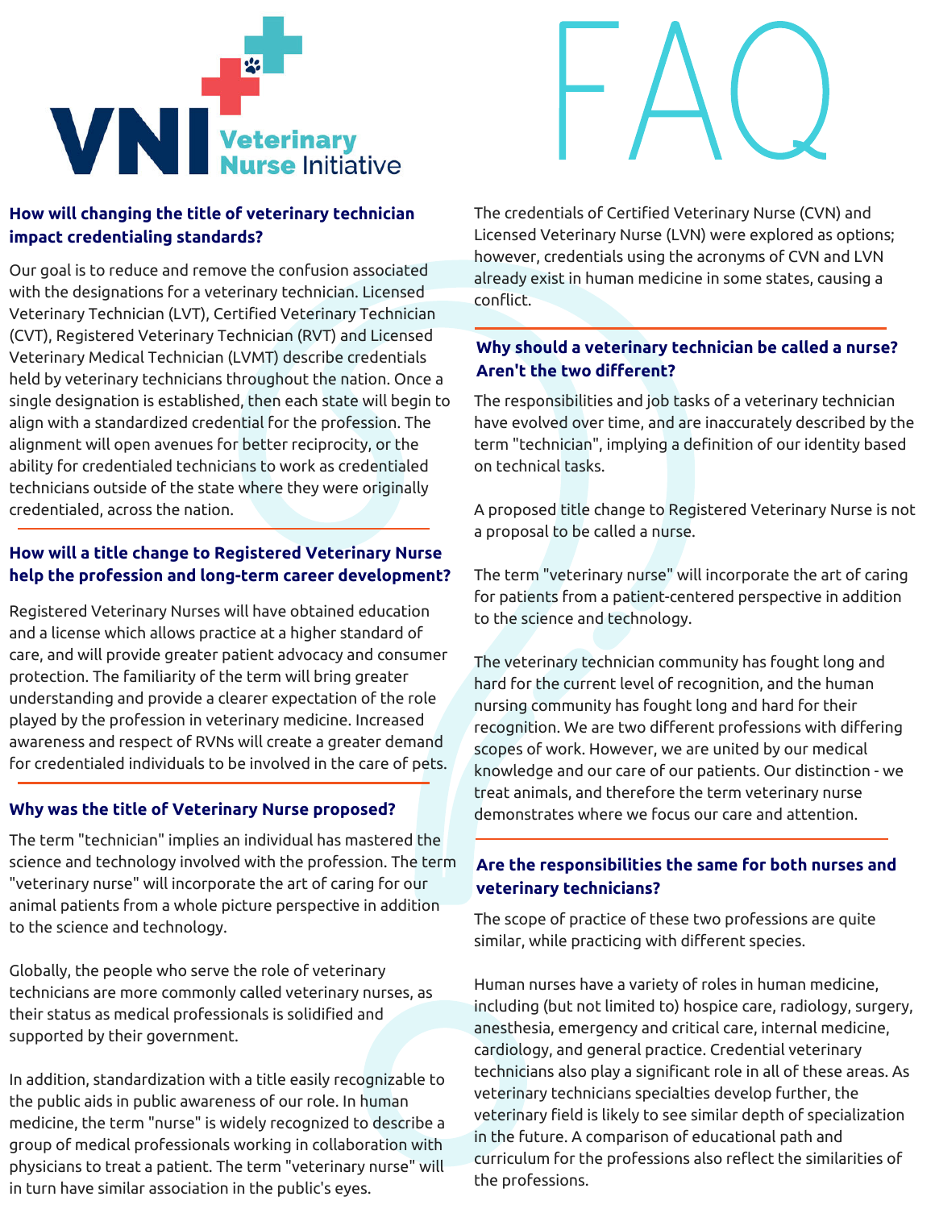# VNI Veterinary Nurse Initiative

# FAQ

### How will changing the title of veterinary technician impact credentialing standards?

Our goal is to reduce and remove the confusion associated with the designations for a veterinary technician. Licensed Veterinary Technician (LVT), Certified Veterinary Technician (CVT), Registered Veterinary Technician (RVT) and Licensed Veterinary Medical Technician (LVMT) describe credentials held by veterinary technicians throughout the nation. Once a single designation is established, then each state will begin to align with a standardized credential for the profession. The alignment will open avenues for better reciprocity, or the ability for credentialed technicians to work as credentialed technicians outside of the state where they were originally credentialed, across the nation.

### How will a title change to Registered Veterinary Nurse help the profession and long-term career development?

Registered Veterinary Nurses will have obtained education and a license which allows practice at a higher standard of care, and will provide greater patient advocacy and consumer protection. The familiarity of the term will bring greater understanding and provide a clearer expectation of the role played by the profession in veterinary medicine. Increased awareness and respect of RVNs will create a greater demand for credentialed individuals to be involved in the care of pets.

### Why was the title of Veterinary Nurse proposed?

The term "technician" implies an individual has mastered the science and technology involved with the profession. The term "veterinary nurse" will incorporate the art of caring for our animal patients from a whole picture perspective in addition to the science and technology.

Globally, the people who serve the role of veterinary technicians are more commonly called veterinary nurses, as their status as medical professionals is solidified and supported by their government.

In addition, standardization with a title easily recognizable to the public aids in public awareness of our role. In human medicine, the term "nurse" is widely recognized to describe a group of medical professionals working in collaboration with physicians to treat a patient. The term "veterinary nurse" will in turn have similar association in the public's eyes.

The credentials of Certified Veterinary Nurse (CVN) and Licensed Veterinary Nurse (LVN) were explored as options; however, credentials using the acronyms of CVN and LVN already exist in human medicine in some states, causing a conflict.

### Why should a veterinary technician be called a nurse? Aren't the two different?

The responsibilities and job tasks of a veterinary technician have evolved over time, and are inaccurately described by the term "technician", implying a definition of our identity based on technical tasks.

A proposed title change to Registered Veterinary Nurse is not a proposal to be called a nurse.

The term "veterinary nurse" will incorporate the art of caring for patients from a patient-centered perspective in addition to the science and technology.

The veterinary technician community has fought long and hard for the current level of recognition, and the human nursing community has fought long and hard for their recognition. We are two different professions with differing scopes of work. However, we are united by our medical knowledge and our care of our patients. Our distinction - we treat animals, and therefore the term veterinary nurse demonstrates where we focus our care and attention.

### Are the responsibilities the same for both nurses and veterinary technicians?

The scope of practice of these two professions are quite similar, while practicing with different species.

Human nurses have a variety of roles in human medicine, including (but not limited to) hospice care, radiology, surgery, anesthesia, emergency and critical care, internal medicine, cardiology, and general practice. Credential veterinary technicians also play a significant role in all of these areas. As veterinary technicians specialties develop further, the veterinary field is likely to see similar depth of specialization in the future. A comparison of educational path and curriculum for the professions also reflect the similarities of the professions.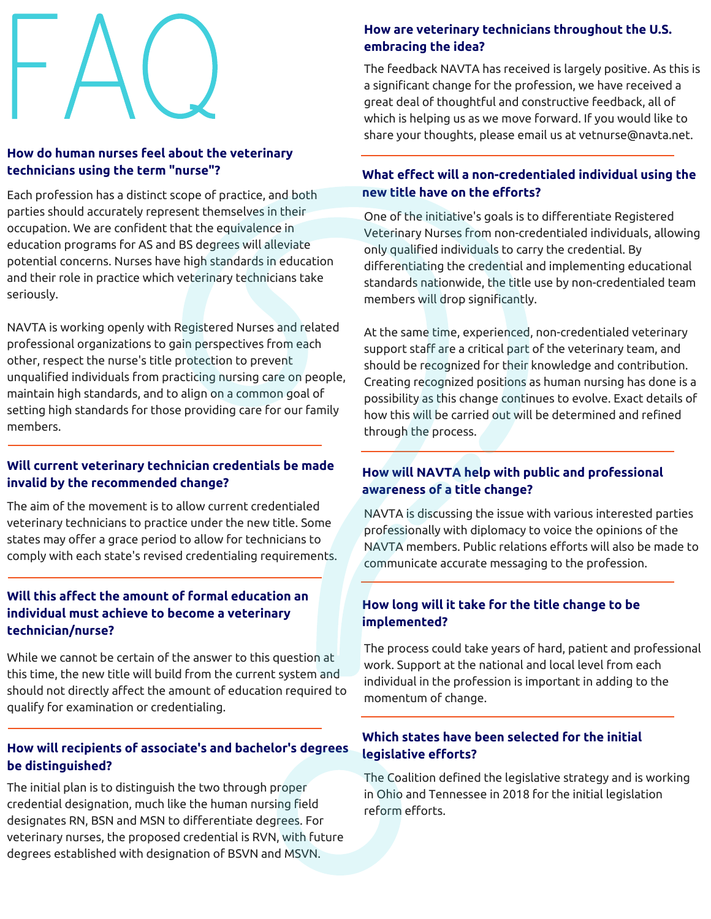# FAQ

### How do human nurses feel about the veterinary technicians using the term "nurse"?

Each profession has a distinct scope of practice, and both parties should accurately represent themselves in their occupation. We are confident that the equivalence in education programs for AS and BS degrees will alleviate potential concerns. Nurses have high standards in education and their role in practice which veterinary technicians take seriously.

NAVTA is working openly with Registered Nurses and related professional organizations to gain perspectives from each other, respect the nurse's title protection to prevent unqualified individuals from practicing nursing care on people, maintain high standards, and to align on a common goal of setting high standards for those providing care for our family members.

### Will current veterinary technician credentials be made invalid by the recommended change?

The aim of the movement is to allow current credentialed veterinary technicians to practice under the new title. Some states may offer a grace period to allow for technicians to comply with each state's revised credentialing requirements.

### Will this affect the amount of formal education an individual must achieve to become a veterinary technician/nurse?

While we cannot be certain of the answer to this question at this time, the new title will build from the current system and should not directly affect the amount of education required to qualify for examination or credentialing.

### How will recipients of associate's and bachelor's degrees be distinguished?

The initial plan is to distinguish the two through proper credential designation, much like the human nursing field designates RN, BSN and MSN to differentiate degrees. For veterinary nurses, the proposed credential is RVN, with future degrees established with designation of BSVN and MSVN.

### How are veterinary technicians throughout the U.S. embracing the idea?

The feedback NAVTA has received is largely positive. As this is a significant change for the profession, we have received a great deal of thoughtful and constructive feedback, all of which is helping us as we move forward. If you would like to share your thoughts, please email us at vetnurse@navta.net.

### What effect will a non-credentialed individual using the new title have on the efforts?

One of the initiative's goals is to differentiate Registered Veterinary Nurses from non-credentialed individuals, allowing only qualified individuals to carry the credential. By differentiating the credential and implementing educational standards nationwide, the title use by non-credentialed team members will drop significantly.

At the same time, experienced, non-credentialed veterinary support staff are a critical part of the veterinary team, and should be recognized for their knowledge and contribution. Creating recognized positions as human nursing has done is a possibility as this change continues to evolve. Exact details of how this will be carried out will be determined and refined through the process.

### How will NAVTA help with public and professional awareness of a title change?

NAVTA is discussing the issue with various interested parties professionally with diplomacy to voice the opinions of the NAVTA members. Public relations efforts will also be made to communicate accurate messaging to the profession.

### How long will it take for the title change to be implemented?

The process could take years of hard, patient and professional work. Support at the national and local level from each individual in the profession is important in adding to the momentum of change.

### Which states have been selected for the initial legislative efforts?

The Coalition defined the legislative strategy and is working in Ohio and Tennessee in 2018 for the initial legislation reform efforts.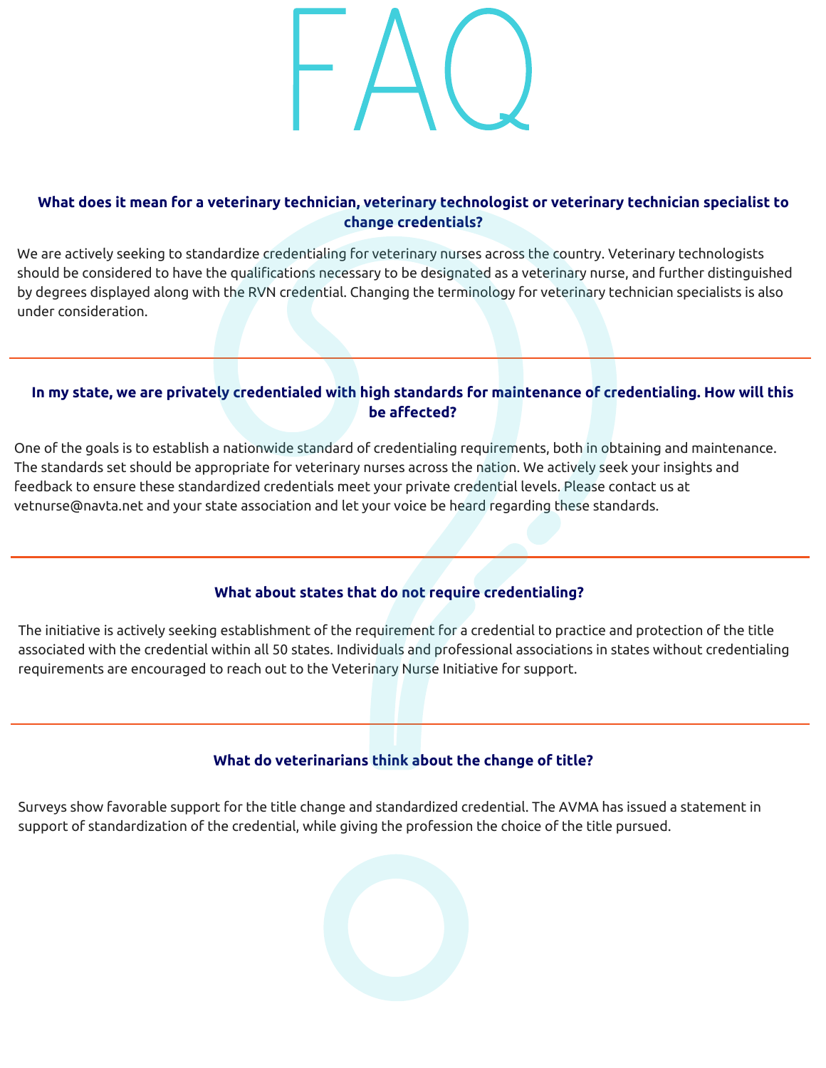# FAQ

### What does it mean for a veterinary technician, veterinary technologist or veterinary technician specialist to change credentials?

We are actively seeking to standardize credentialing for veterinary nurses across the country. Veterinary technologists should be considered to have the qualifications necessary to be designated as a veterinary nurse, and further distinguished by degrees displayed along with the RVN credential. Changing the terminology for veterinary technician specialists is also under consideration.

---

### In my state, we are privately credentialed with high standards for maintenance of credentialing. How will this be affected?

One of the goals is to establish a nationwide standard of credentialing requirements, both in obtaining and maintenance. The standards set should be appropriate for veterinary nurses across the nation. We actively seek your insights and feedback to ensure these standardized credentials meet your private credential levels. Please contact us at vetnurse@navta.net and your state association and let your voice be heard regarding these standards.

---

### What about states that do not require credentialing?

The initiative is actively seeking establishment of the requirement for a credential to practice and protection of the title associated with the credential within all 50 states. Individuals and professional associations in states without credentialing requirements are encouraged to reach out to the Veterinary Nurse Initiative for support.

---

### What do veterinarians think about the change of title?

Surveys show favorable support for the title change and standardized credential. The AVMA has issued a statement in support of standardization of the credential, while giving the profession the choice of the title pursued.